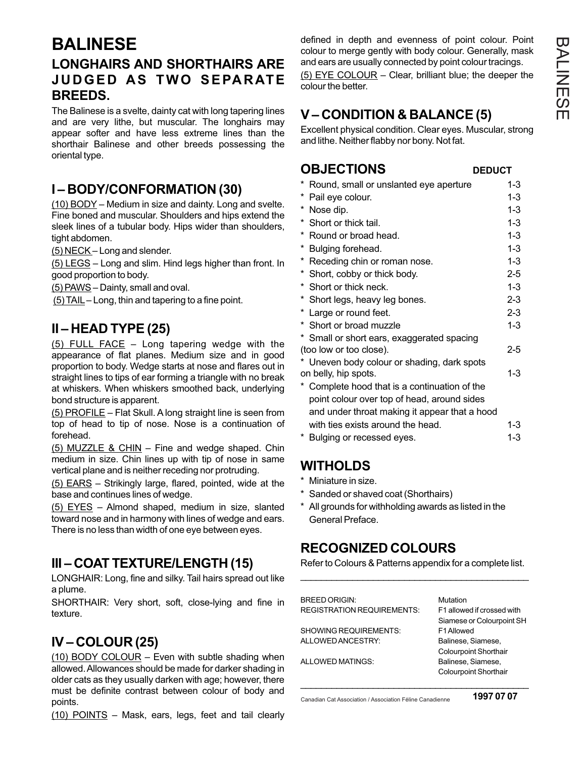# BALINESE

## LONGHAIRS AND SHORTHAIRS ARE JUDGED AS TWO SEPARATE BREEDS.

The Balinese is a svelte, dainty cat with long tapering lines and are very lithe, but muscular. The longhairs may appear softer and have less extreme lines than the shorthair Balinese and other breeds possessing the oriental type.

## I – BODY/CONFORMATION (30)

(10) BODY – Medium in size and dainty. Long and svelte. Fine boned and muscular. Shoulders and hips extend the sleek lines of a tubular body. Hips wider than shoulders, tight abdomen.

(5) NECK – Long and slender.

(5) LEGS – Long and slim. Hind legs higher than front. In good proportion to body.

(5) PAWS – Dainty, small and oval.

(5) TAIL – Long, thin and tapering to a fine point.

## II – HEAD TYPE (25)

(5) FULL FACE – Long tapering wedge with the appearance of flat planes. Medium size and in good proportion to body. Wedge starts at nose and flares out in straight lines to tips of ear forming a triangle with no break at whiskers. When whiskers smoothed back, underlying bond structure is apparent.

(5) PROFILE – Flat Skull. A long straight line is seen from top of head to tip of nose. Nose is a continuation of forehead.

(5) MUZZLE & CHIN – Fine and wedge shaped. Chin medium in size. Chin lines up with tip of nose in same vertical plane and is neither receding nor protruding.

(5) EARS – Strikingly large, flared, pointed, wide at the base and continues lines of wedge.

(5) EYES – Almond shaped, medium in size, slanted toward nose and in harmony with lines of wedge and ears. There is no less than width of one eye between eyes.

## III – COAT TEXTURE/LENGTH (15)

LONGHAIR: Long, fine and silky. Tail hairs spread out like a plume.

SHORTHAIR: Very short, soft, close-lying and fine in texture.

## IV – COLOUR (25)

(10) BODY COLOUR – Even with subtle shading when allowed. Allowances should be made for darker shading in older cats as they usually darken with age; however, there must be definite contrast between colour of body and points.

(10) POINTS – Mask, ears, legs, feet and tail clearly defined in depth and evenness of point colour. Point colour to merge gently with body colour. Generally, mask and ears are usually connected by point colour tracings.

(5) EYE COLOUR – Clear, brilliant blue; the deeper the colour the better.

## V – CONDITION & BALANCE (5)

Excellent physical condition. Clear eyes. Muscular, strong and lithe. Neither flabby nor bony. Not fat.

## OBJECTIONS

| | DEDUCT |
|---|---|
| * Round, small or unslanted eye aperture | 1-3 |
| * Pail eye colour. | 1-3 |
| * Nose dip. | 1-3 |
| * Short or thick tail. | 1-3 |
| * Round or broad head. | 1-3 |
| * Bulging forehead. | 1-3 |
| * Receding chin or roman nose. | 1-3 |
| * Short, cobby or thick body. | 2-5 |
| * Short or thick neck. | 1-3 |
| * Short legs, heavy leg bones. | 2-3 |
| * Large or round feet. | 2-3 |
| * Short or broad muzzle | 1-3 |
| * Small or short ears, exaggerated spacing (too low or too close). | 2-5 |
| * Uneven body colour or shading, dark spots on belly, hip spots. | 1-3 |
| * Complete hood that is a continuation of the point colour over top of head, around sides and under throat making it appear that a hood with ties exists around the head. | 1-3 |
| * Bulging or recessed eyes. | 1-3 |

## WITHOLDS

* Miniature in size.
* Sanded or shaved coat (Shorthairs)
* All grounds for withholding awards as listed in the General Preface.

## RECOGNIZED COLOURS

Refer to Colours & Patterns appendix for a complete list.

| | |
|---|---|
| BREED ORIGIN: | Mutation |
| REGISTRATION REQUIREMENTS: | F1 allowed if crossed with Siamese or Colourpoint SH |
| SHOWING REQUIREMENTS: | F1 Allowed |
| ALLOWED ANCESTRY: | Balinese, Siamese, Colourpoint Shorthair |
| ALLOWED MATINGS: | Balinese, Siamese, Colourpoint Shorthair |

Canadian Cat Association / Association Féline Canadienne **1997 07 07**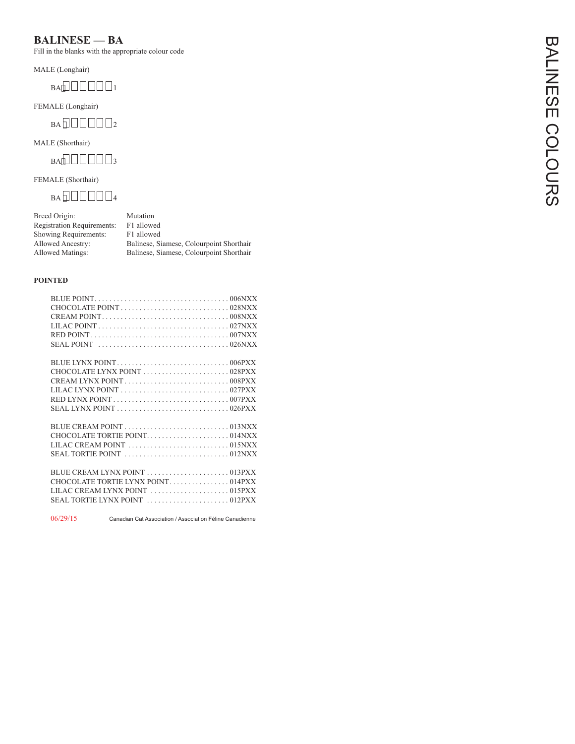## BALINESE — BA

Fill in the blanks with the appropriate colour code

MALE (Longhair)

BA□□□□□□□1

FEMALE (Longhair)

BA □□□□□□□2

MALE (Shorthair)

BA□□□□□□□3

FEMALE (Shorthair)

BA □□□□□□□4

| | |
|---|---|
| Breed Origin: | Mutation |
| Registration Requirements: | F1 allowed |
| Showing Requirements: | F1 allowed |
| Allowed Ancestry: | Balinese, Siamese, Colourpoint Shorthair |
| Allowed Matings: | Balinese, Siamese, Colourpoint Shorthair |

**POINTED**

BLUE POINT. . . . . . . . . . . . . . . . . . . . . . . . . . . . . . . . . . . . 006NXX
CHOCOLATE POINT . . . . . . . . . . . . . . . . . . . . . . . . . . . . 028NXX
CREAM POINT. . . . . . . . . . . . . . . . . . . . . . . . . . . . . . . . . 008NXX
LILAC POINT . . . . . . . . . . . . . . . . . . . . . . . . . . . . . . . . . . 027NXX
RED POINT. . . . . . . . . . . . . . . . . . . . . . . . . . . . . . . . . . . . 007NXX
SEAL POINT . . . . . . . . . . . . . . . . . . . . . . . . . . . . . . . . . . 026NXX

BLUE LYNX POINT. . . . . . . . . . . . . . . . . . . . . . . . . . . . . 006PXX
CHOCOLATE LYNX POINT . . . . . . . . . . . . . . . . . . . . . . . 028PXX
CREAM LYNX POINT . . . . . . . . . . . . . . . . . . . . . . . . . . . . 008PXX
LILAC LYNX POINT . . . . . . . . . . . . . . . . . . . . . . . . . . . . . 027PXX
RED LYNX POINT . . . . . . . . . . . . . . . . . . . . . . . . . . . . . . . 007PXX
SEAL LYNX POINT . . . . . . . . . . . . . . . . . . . . . . . . . . . . . . 026PXX

BLUE CREAM POINT . . . . . . . . . . . . . . . . . . . . . . . . . . . . 013NXX
CHOCOLATE TORTIE POINT. . . . . . . . . . . . . . . . . . . . . . 014NXX
LILAC CREAM POINT . . . . . . . . . . . . . . . . . . . . . . . . . . . 015NXX
SEAL TORTIE POINT . . . . . . . . . . . . . . . . . . . . . . . . . . . . 012NXX

BLUE CREAM LYNX POINT . . . . . . . . . . . . . . . . . . . . . . 013PXX
CHOCOLATE TORTIE LYNX POINT. . . . . . . . . . . . . . . . 014PXX
LILAC CREAM LYNX POINT . . . . . . . . . . . . . . . . . . . . . 015PXX
SEAL TORTIE LYNX POINT . . . . . . . . . . . . . . . . . . . . . . 012PXX